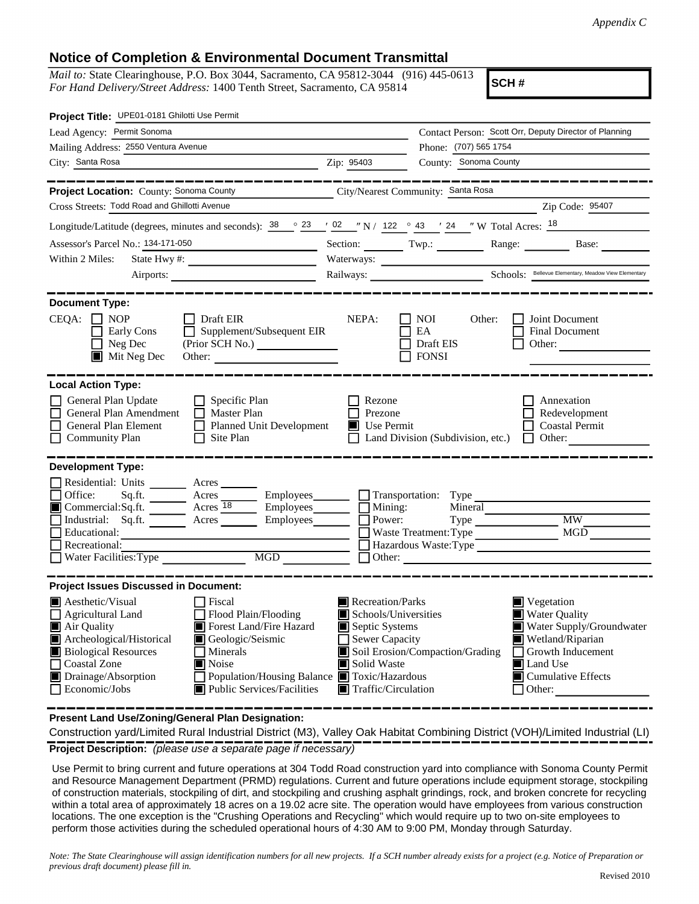*Appendix C*

## Notice of Completion & Environmental Document Transmittal

*Mail to:* State Clearinghouse, P.O. Box 3044, Sacramento, CA 95812-3044 (916) 445-0613
*For Hand Delivery/Street Address:* 1400 Tenth Street, Sacramento, CA 95814

**SCH #**

**Project Title:** UPE01-0181 Ghilotti Use Permit

Lead Agency: Permit Sonoma
Contact Person: Scott Orr, Deputy Director of Planning
Mailing Address: 2550 Ventura Avenue
Phone: (707) 565 1754
City: Santa Rosa Zip: 95403
County: Sonoma County

**Project Location:** County: Sonoma County City/Nearest Community: Santa Rosa
Cross Streets: Todd Road and Ghillotti Avenue Zip Code: 95407
Longitude/Latitude (degrees, minutes and seconds): 38 ° 23 ′ 02 ″ N / 122 ° 43 ′ 24 ″ W Total Acres: 18
Assessor's Parcel No.: 134-171-050 Section: Twp.: Range: Base:
Within 2 Miles: State Hwy #: Waterways:
Airports: Railways: Schools: Bellevue Elementary, Meadow View Elementary

**Document Type:**

CEQA: ☐ NOP ☐ Early Cons ☐ Neg Dec ■ Mit Neg Dec ☐ Draft EIR ☐ Supplement/Subsequent EIR (Prior SCH No.) Other:
NEPA: ☐ NOI ☐ EA ☐ Draft EIS ☐ FONSI
Other: ☐ Joint Document ☐ Final Document ☐ Other:

**Local Action Type:**

☐ General Plan Update ☐ General Plan Amendment ☐ General Plan Element ☐ Community Plan ☐ Specific Plan ☐ Master Plan ☐ Planned Unit Development ☐ Site Plan ☐ Rezone ☐ Prezone ■ Use Permit ☐ Land Division (Subdivision, etc.) ☐ Annexation ☐ Redevelopment ☐ Coastal Permit ☐ Other:

**Development Type:**

☐ Residential: Units Acres
☐ Office: Sq.ft. Acres Employees
■ Commercial: Sq.ft. Acres 18 Employees
☐ Industrial: Sq.ft. Acres Employees
☐ Educational:
☐ Recreational:
☐ Water Facilities: Type MGD
☐ Transportation: Type
☐ Mining: Mineral
☐ Power: Type MW
☐ Waste Treatment: Type MGD
☐ Hazardous Waste: Type
☐ Other:

**Project Issues Discussed in Document:**

■ Aesthetic/Visual
☐ Agricultural Land
■ Air Quality
■ Archeological/Historical
■ Biological Resources
☐ Coastal Zone
■ Drainage/Absorption
☐ Economic/Jobs
☐ Fiscal
☐ Flood Plain/Flooding
■ Forest Land/Fire Hazard
■ Geologic/Seismic
☐ Minerals
■ Noise
☐ Population/Housing Balance
■ Public Services/Facilities
■ Recreation/Parks
■ Schools/Universities
■ Septic Systems
☐ Sewer Capacity
■ Soil Erosion/Compaction/Grading
■ Solid Waste
■ Toxic/Hazardous
■ Traffic/Circulation
■ Vegetation
■ Water Quality
■ Water Supply/Groundwater
■ Wetland/Riparian
☐ Growth Inducement
■ Land Use
■ Cumulative Effects
☐ Other:

**Present Land Use/Zoning/General Plan Designation:**

Construction yard/Limited Rural Industrial District (M3), Valley Oak Habitat Combining District (VOH)/Limited Industrial (LI)

**Project Description:** *(please use a separate page if necessary)*

Use Permit to bring current and future operations at 304 Todd Road construction yard into compliance with Sonoma County Permit and Resource Management Department (PRMD) regulations. Current and future operations include equipment storage, stockpiling of construction materials, stockpiling of dirt, and stockpiling and crushing asphalt grindings, rock, and broken concrete for recycling within a total area of approximately 18 acres on a 19.02 acre site. The operation would have employees from various construction locations. The one exception is the "Crushing Operations and Recycling" which would require up to two on-site employees to perform those activities during the scheduled operational hours of 4:30 AM to 9:00 PM, Monday through Saturday.

*Note: The State Clearinghouse will assign identification numbers for all new projects. If a SCH number already exists for a project (e.g. Notice of Preparation or previous draft document) please fill in.*

Revised 2010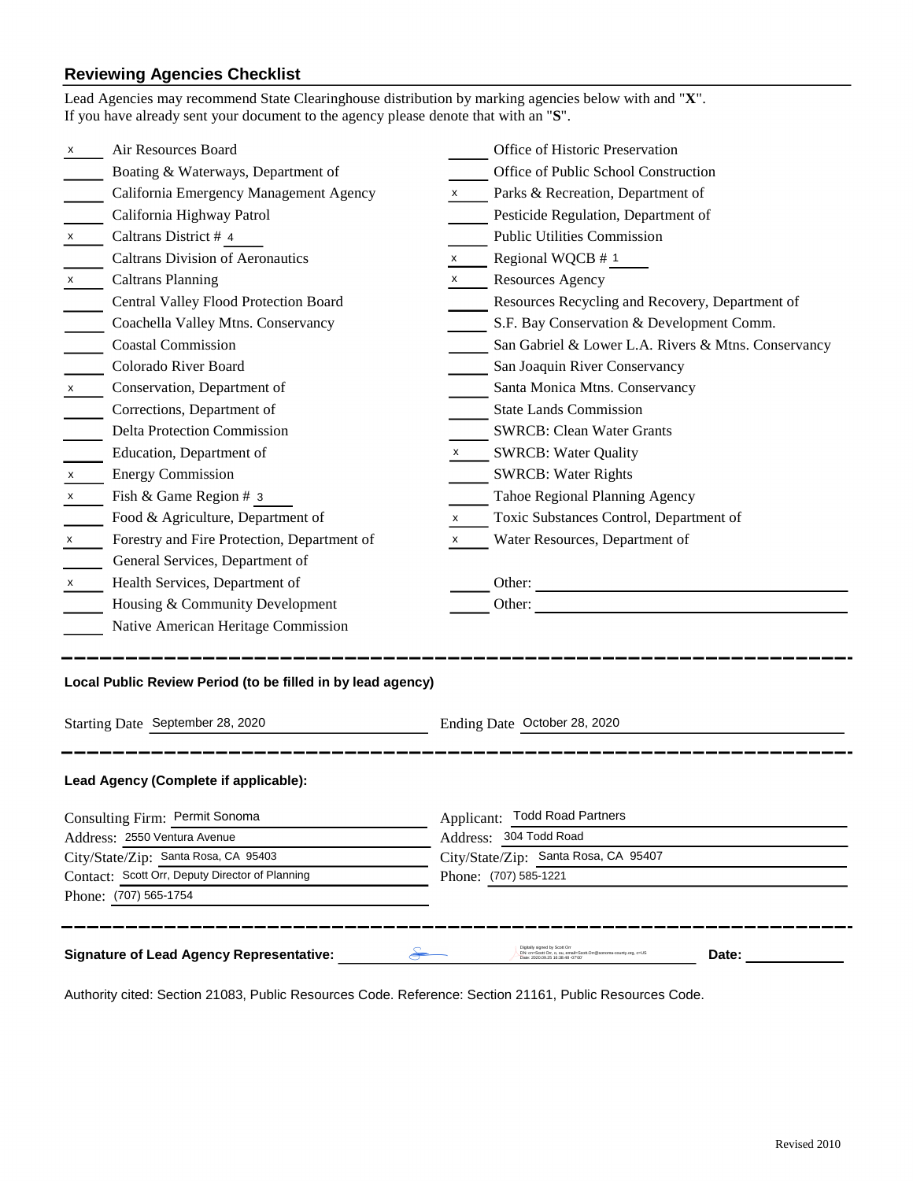## Reviewing Agencies Checklist

Lead Agencies may recommend State Clearinghouse distribution by marking agencies below with and "**X**".
If you have already sent your document to the agency please denote that with an "**S**".

| | | | |
|---|---|---|---|
| x | Air Resources Board | | Office of Historic Preservation |
| | Boating & Waterways, Department of | | Office of Public School Construction |
| | California Emergency Management Agency | x | Parks & Recreation, Department of |
| | California Highway Patrol | | Pesticide Regulation, Department of |
| x | Caltrans District # 4 | | Public Utilities Commission |
| | Caltrans Division of Aeronautics | x | Regional WQCB # 1 |
| x | Caltrans Planning | x | Resources Agency |
| | Central Valley Flood Protection Board | | Resources Recycling and Recovery, Department of |
| | Coachella Valley Mtns. Conservancy | | S.F. Bay Conservation & Development Comm. |
| | Coastal Commission | | San Gabriel & Lower L.A. Rivers & Mtns. Conservancy |
| | Colorado River Board | | San Joaquin River Conservancy |
| x | Conservation, Department of | | Santa Monica Mtns. Conservancy |
| | Corrections, Department of | | State Lands Commission |
| | Delta Protection Commission | | SWRCB: Clean Water Grants |
| | Education, Department of | x | SWRCB: Water Quality |
| x | Energy Commission | | SWRCB: Water Rights |
| x | Fish & Game Region # 3 | | Tahoe Regional Planning Agency |
| | Food & Agriculture, Department of | x | Toxic Substances Control, Department of |
| x | Forestry and Fire Protection, Department of | x | Water Resources, Department of |
| | General Services, Department of | | |
| x | Health Services, Department of | | Other: |
| | Housing & Community Development | | Other: |
| | Native American Heritage Commission | | |

**Local Public Review Period (to be filled in by lead agency)**

Starting Date September 28, 2020

Ending Date October 28, 2020

**Lead Agency (Complete if applicable):**

Consulting Firm: Permit Sonoma
Address: 2550 Ventura Avenue
City/State/Zip: Santa Rosa, CA 95403
Contact: Scott Orr, Deputy Director of Planning
Phone: (707) 565-1754

Applicant: Todd Road Partners
Address: 304 Todd Road
City/State/Zip: Santa Rosa, CA 95407
Phone: (707) 585-1221

**Signature of Lead Agency Representative:** Digitally signed by Scott Orr DN: cn=Scott Orr, o, ou, email=Scott.Orr@sonoma-county.org, c=US Date: 2020.09.25 16:38:48 -07'00' **Date:**

Authority cited: Section 21083, Public Resources Code. Reference: Section 21161, Public Resources Code.

Revised 2010